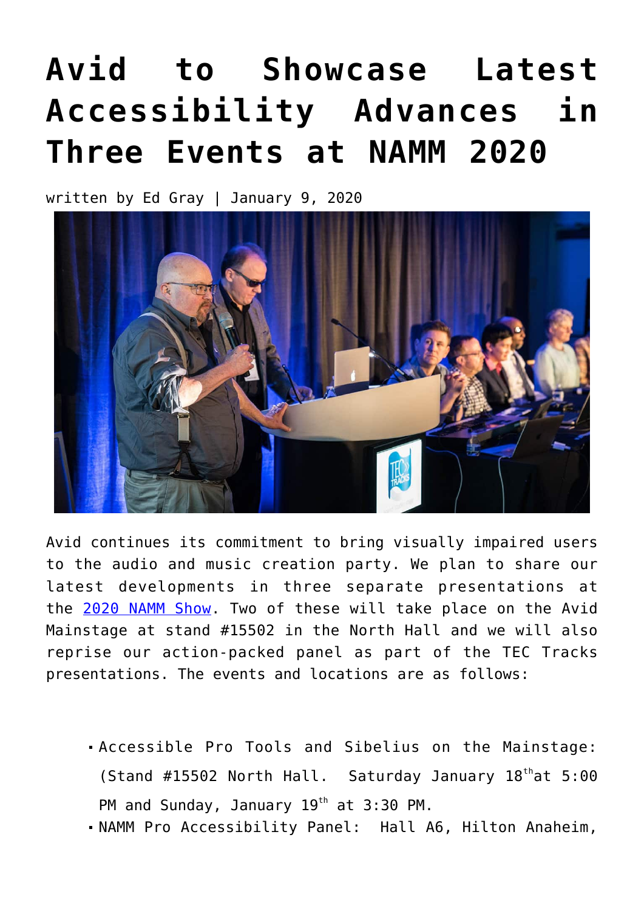# Avid to Showcase Latest Accessibility Advances in Three Events at NAMM 2020

written by Ed Gray | January 9, 2020

Avid continues its commitment to bring visually impaired users to the audio and music creation party. We plan to share our latest developments in three separate presentations at the 2020 NAMM Show. Two of these will take place on the Avid Mainstage at stand #15502 in the North Hall and we will also reprise our action-packed panel as part of the TEC Tracks presentations. The events and locations are as follows:

- Accessible Pro Tools and Sibelius on the Mainstage: (Stand #15502 North Hall. Saturday January 18th at 5:00 PM and Sunday, January 19th at 3:30 PM.
- NAMM Pro Accessibility Panel: Hall A6, Hilton Anaheim,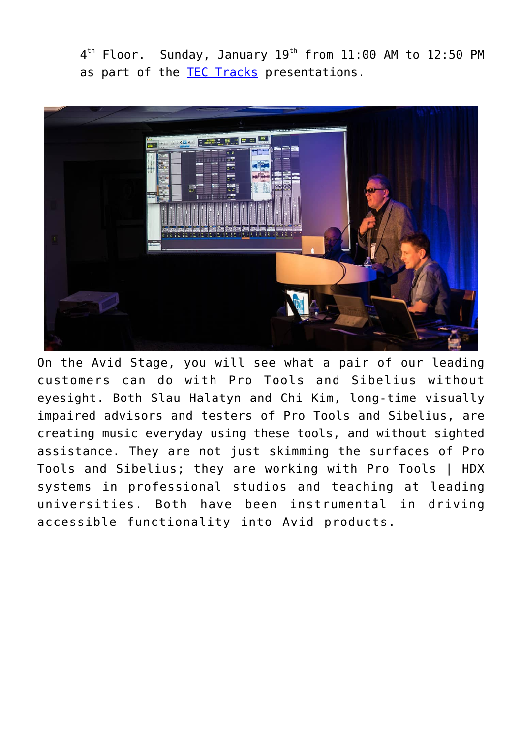4th Floor. Sunday, January 19th from 11:00 AM to 12:50 PM as part of the TEC Tracks presentations.

On the Avid Stage, you will see what a pair of our leading customers can do with Pro Tools and Sibelius without eyesight. Both Slau Halatyn and Chi Kim, long-time visually impaired advisors and testers of Pro Tools and Sibelius, are creating music everyday using these tools, and without sighted assistance. They are not just skimming the surfaces of Pro Tools and Sibelius; they are working with Pro Tools | HDX systems in professional studios and teaching at leading universities. Both have been instrumental in driving accessible functionality into Avid products.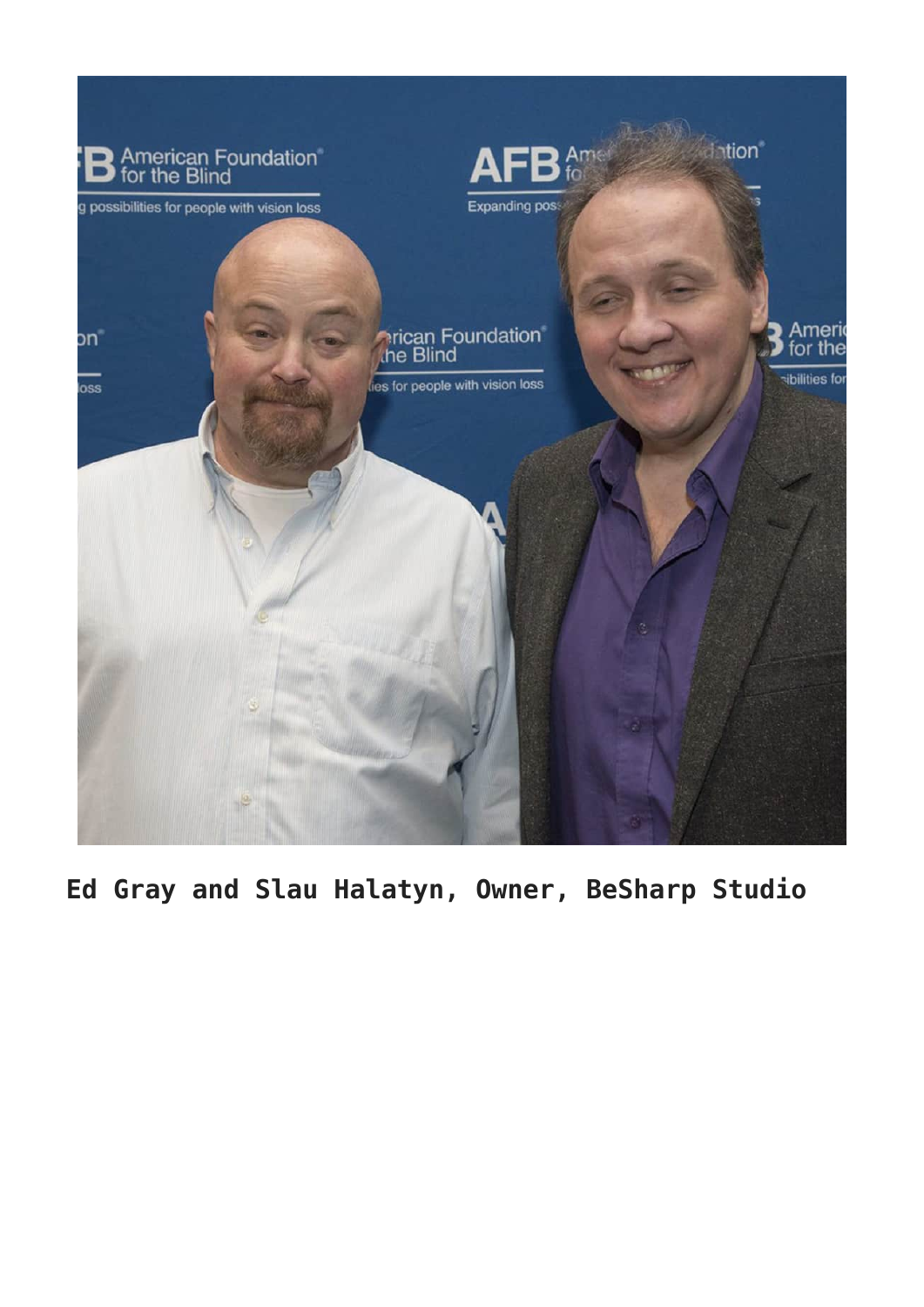**Ed Gray and Slau Halatyn, Owner, BeSharp Studio**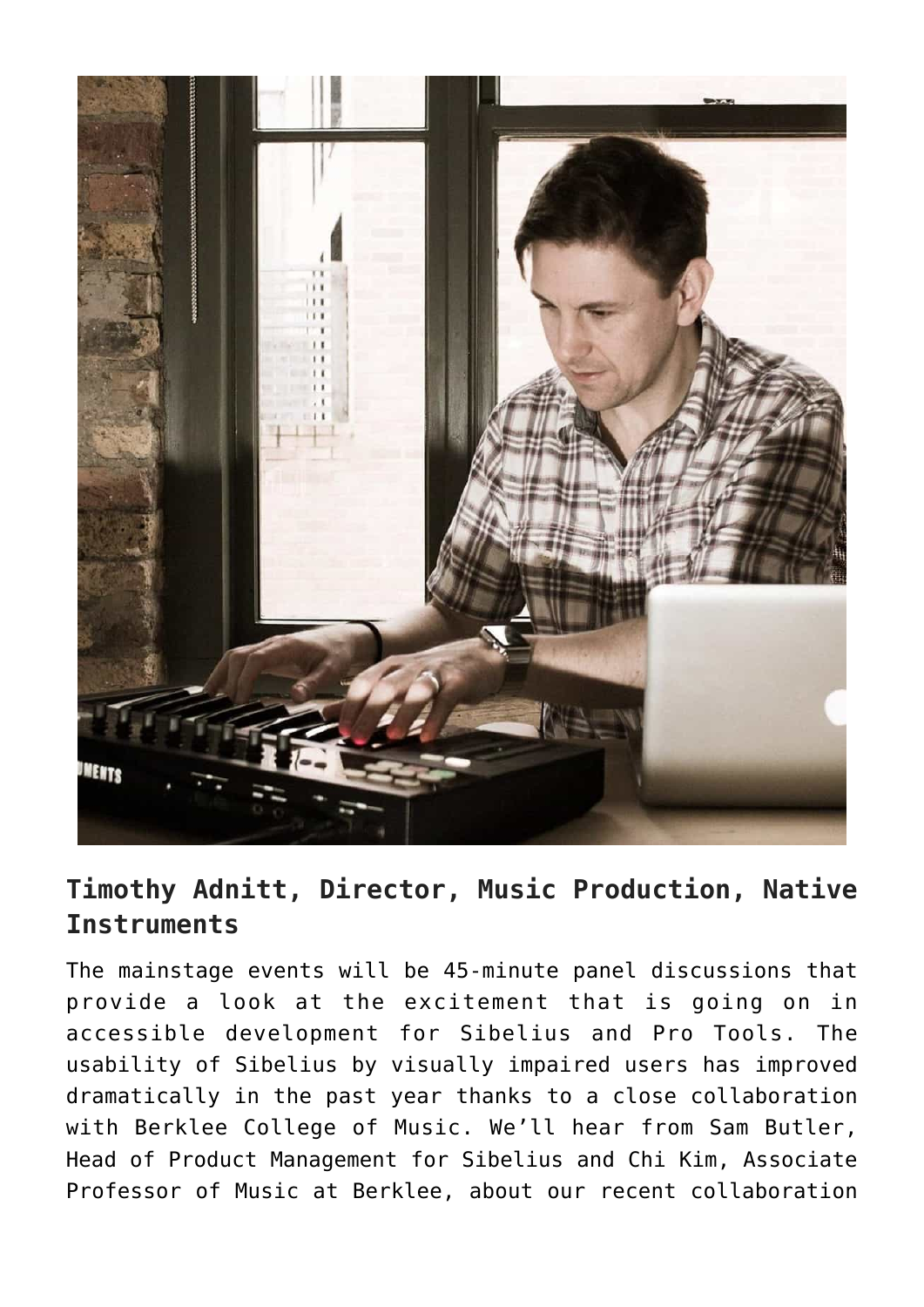**Timothy Adnitt, Director, Music Production, Native Instruments**

The mainstage events will be 45-minute panel discussions that provide a look at the excitement that is going on in accessible development for Sibelius and Pro Tools. The usability of Sibelius by visually impaired users has improved dramatically in the past year thanks to a close collaboration with Berklee College of Music. We'll hear from Sam Butler, Head of Product Management for Sibelius and Chi Kim, Associate Professor of Music at Berklee, about our recent collaboration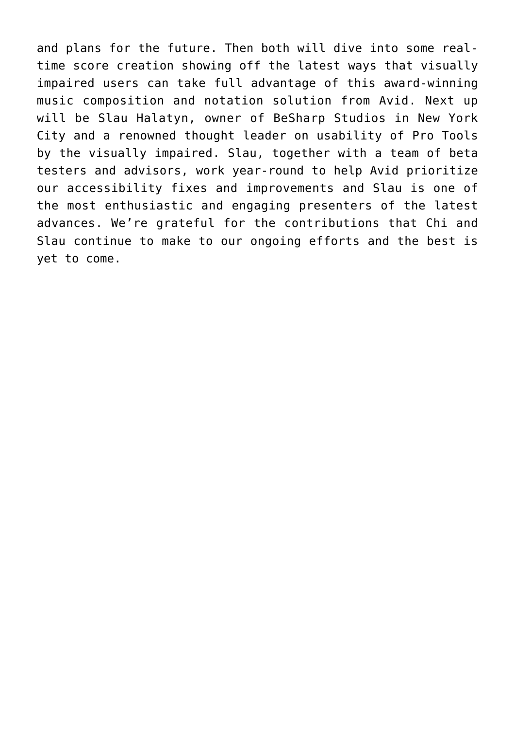and plans for the future. Then both will dive into some real-time score creation showing off the latest ways that visually impaired users can take full advantage of this award-winning music composition and notation solution from Avid. Next up will be Slau Halatyn, owner of BeSharp Studios in New York City and a renowned thought leader on usability of Pro Tools by the visually impaired. Slau, together with a team of beta testers and advisors, work year-round to help Avid prioritize our accessibility fixes and improvements and Slau is one of the most enthusiastic and engaging presenters of the latest advances. We're grateful for the contributions that Chi and Slau continue to make to our ongoing efforts and the best is yet to come.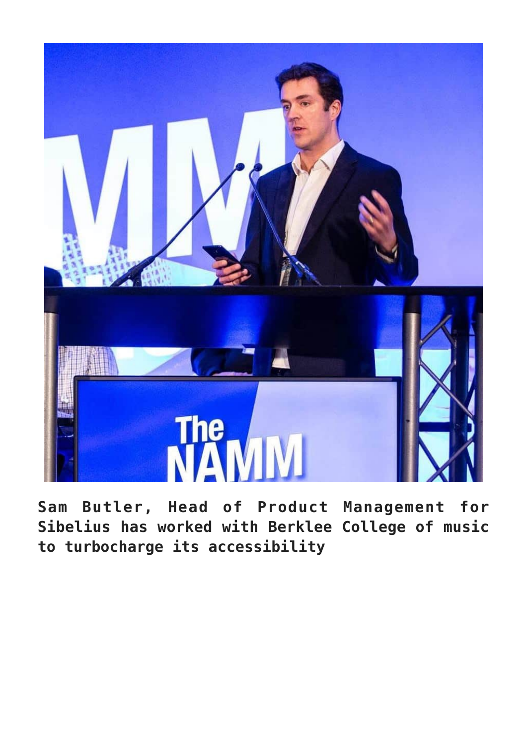**Sam Butler, Head of Product Management for Sibelius has worked with Berklee College of music to turbocharge its accessibility**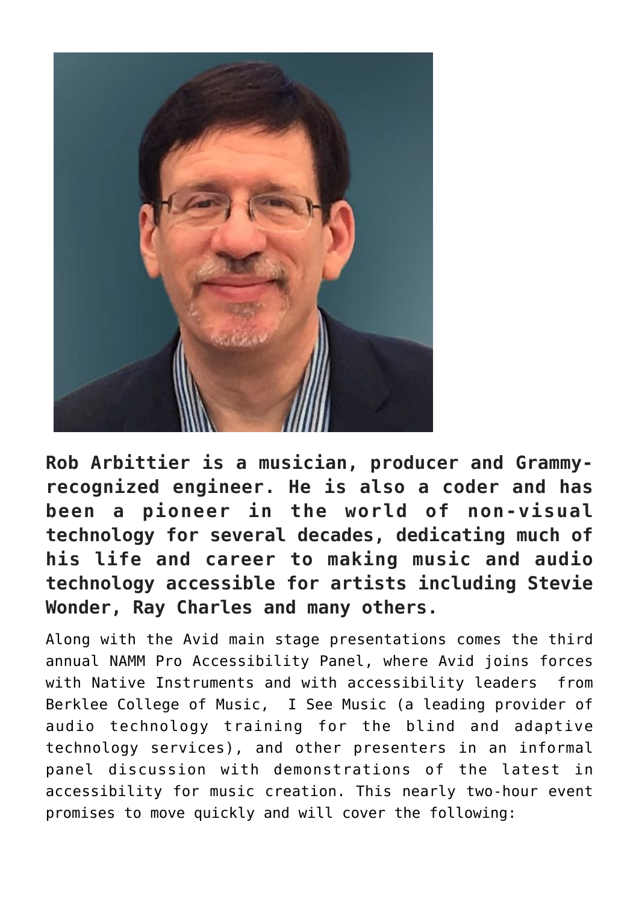**Rob Arbittier is a musician, producer and Grammy-recognized engineer. He is also a coder and has been a pioneer in the world of non-visual technology for several decades, dedicating much of his life and career to making music and audio technology accessible for artists including Stevie Wonder, Ray Charles and many others.**

Along with the Avid main stage presentations comes the third annual NAMM Pro Accessibility Panel, where Avid joins forces with Native Instruments and with accessibility leaders from Berklee College of Music, I See Music (a leading provider of audio technology training for the blind and adaptive technology services), and other presenters in an informal panel discussion with demonstrations of the latest in accessibility for music creation. This nearly two-hour event promises to move quickly and will cover the following: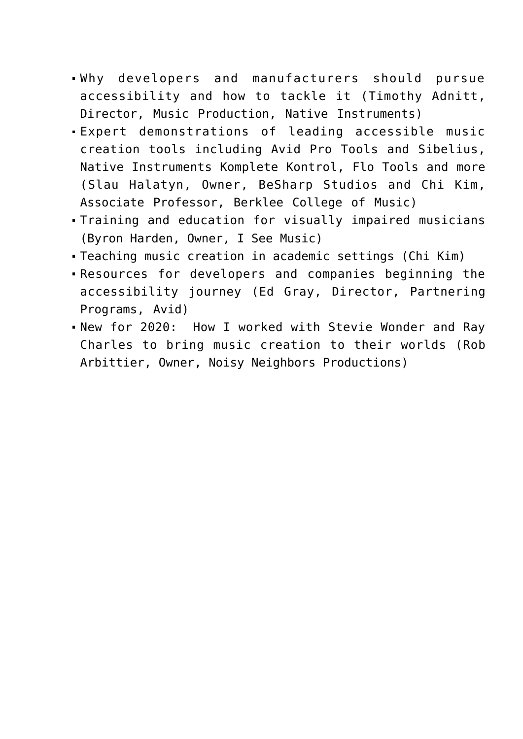- Why developers and manufacturers should pursue accessibility and how to tackle it (Timothy Adnitt, Director, Music Production, Native Instruments)
- Expert demonstrations of leading accessible music creation tools including Avid Pro Tools and Sibelius, Native Instruments Komplete Kontrol, Flo Tools and more (Slau Halatyn, Owner, BeSharp Studios and Chi Kim, Associate Professor, Berklee College of Music)
- Training and education for visually impaired musicians (Byron Harden, Owner, I See Music)
- Teaching music creation in academic settings (Chi Kim)
- Resources for developers and companies beginning the accessibility journey (Ed Gray, Director, Partnering Programs, Avid)
- New for 2020: How I worked with Stevie Wonder and Ray Charles to bring music creation to their worlds (Rob Arbittier, Owner, Noisy Neighbors Productions)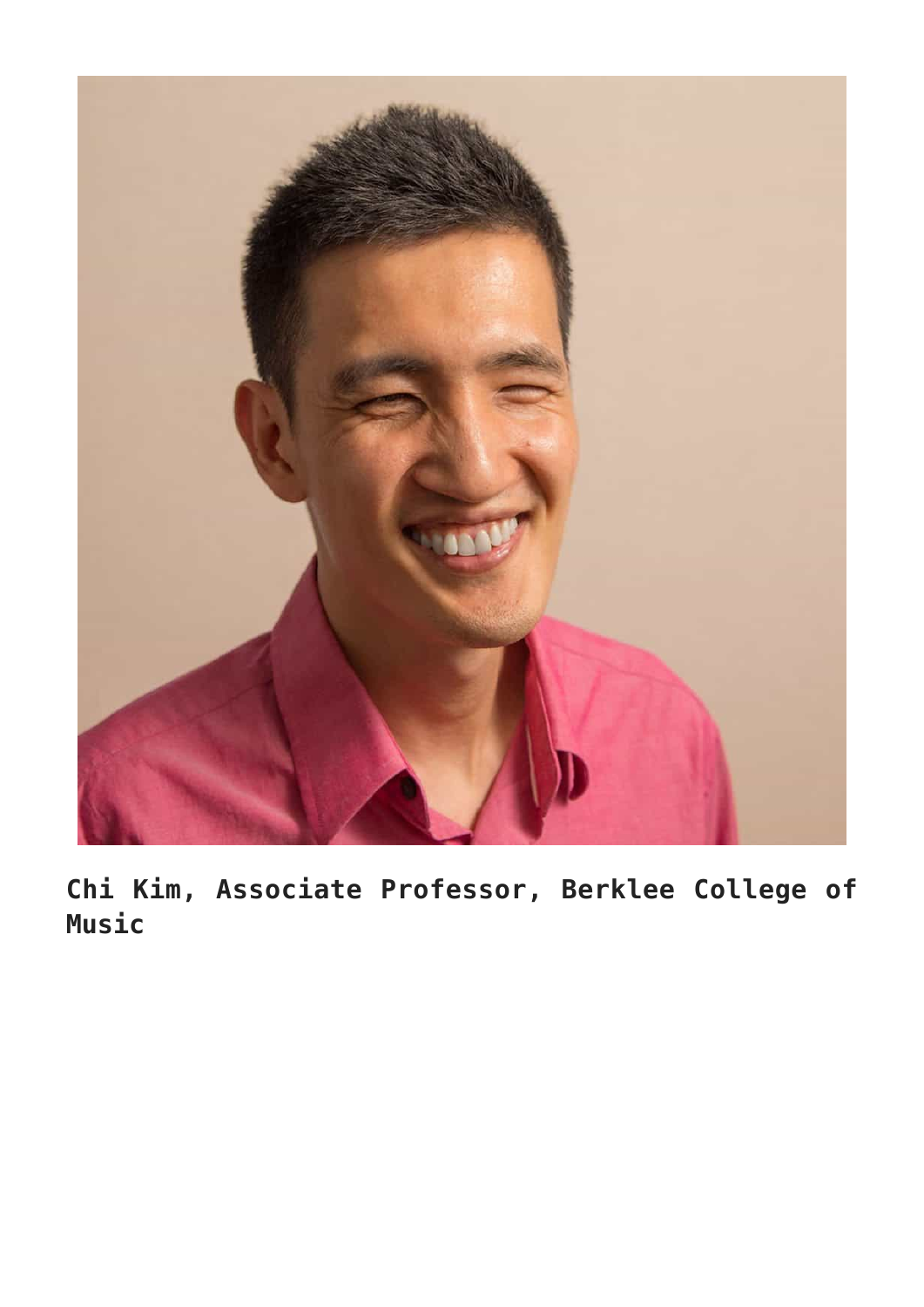**Chi Kim, Associate Professor, Berklee College of Music**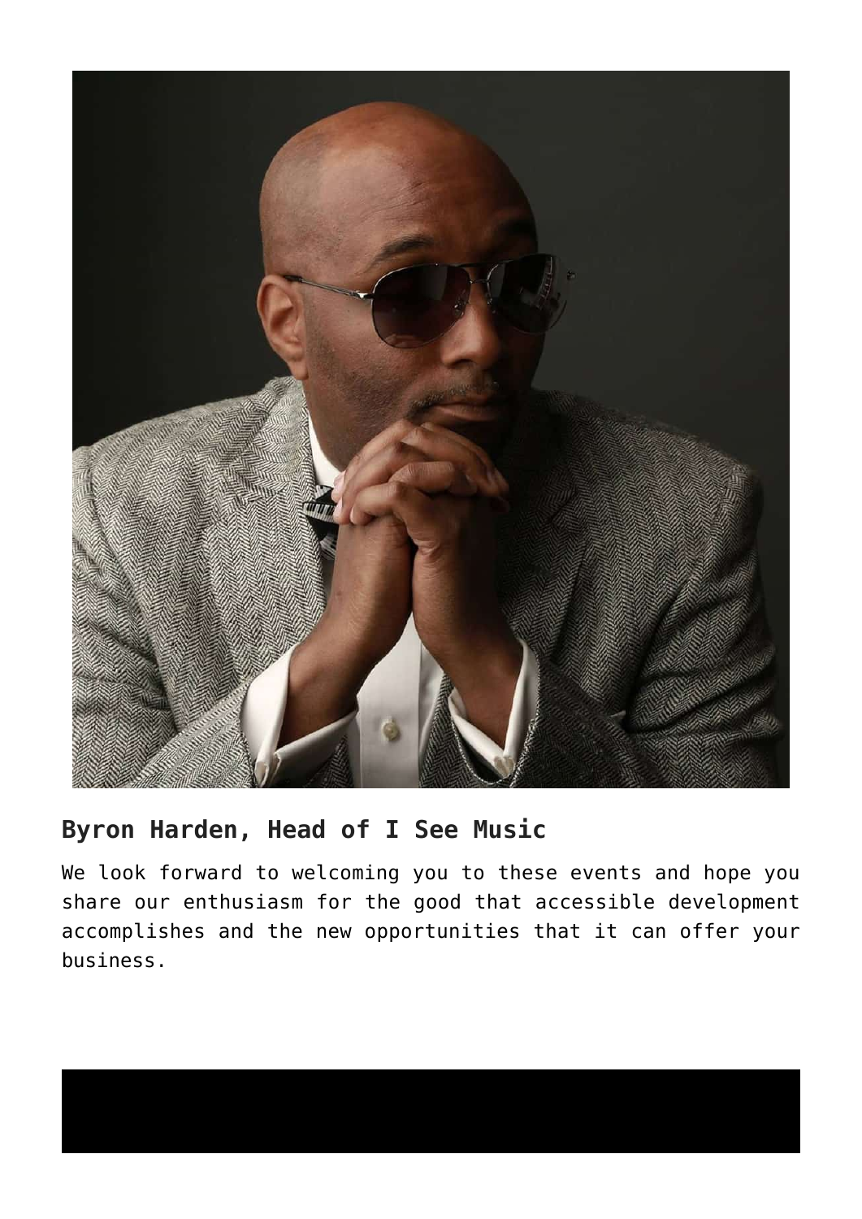## Byron Harden, Head of I See Music

We look forward to welcoming you to these events and hope you share our enthusiasm for the good that accessible development accomplishes and the new opportunities that it can offer your business.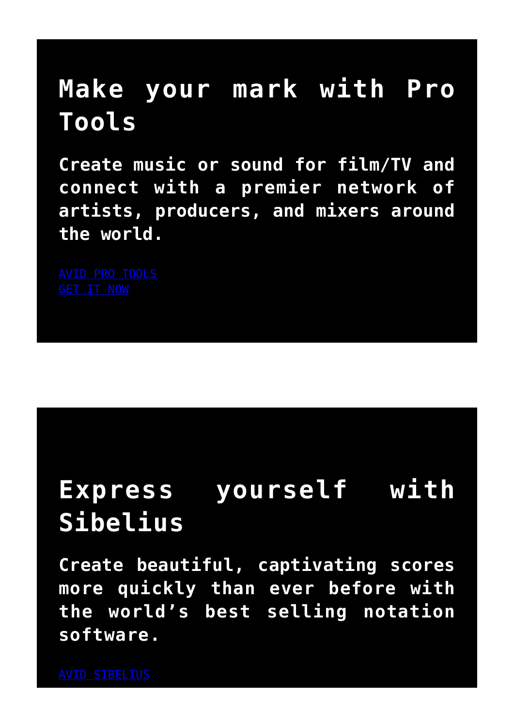# Make your mark with Pro Tools

**Create music or sound for film/TV and connect with a premier network of artists, producers, and mixers around the world.**

[AVID PRO TOOLS](#)
[GET IT NOW](#)

# Express yourself with Sibelius

**Create beautiful, captivating scores more quickly than ever before with the world's best selling notation software.**

[AVID SIBELIUS](#)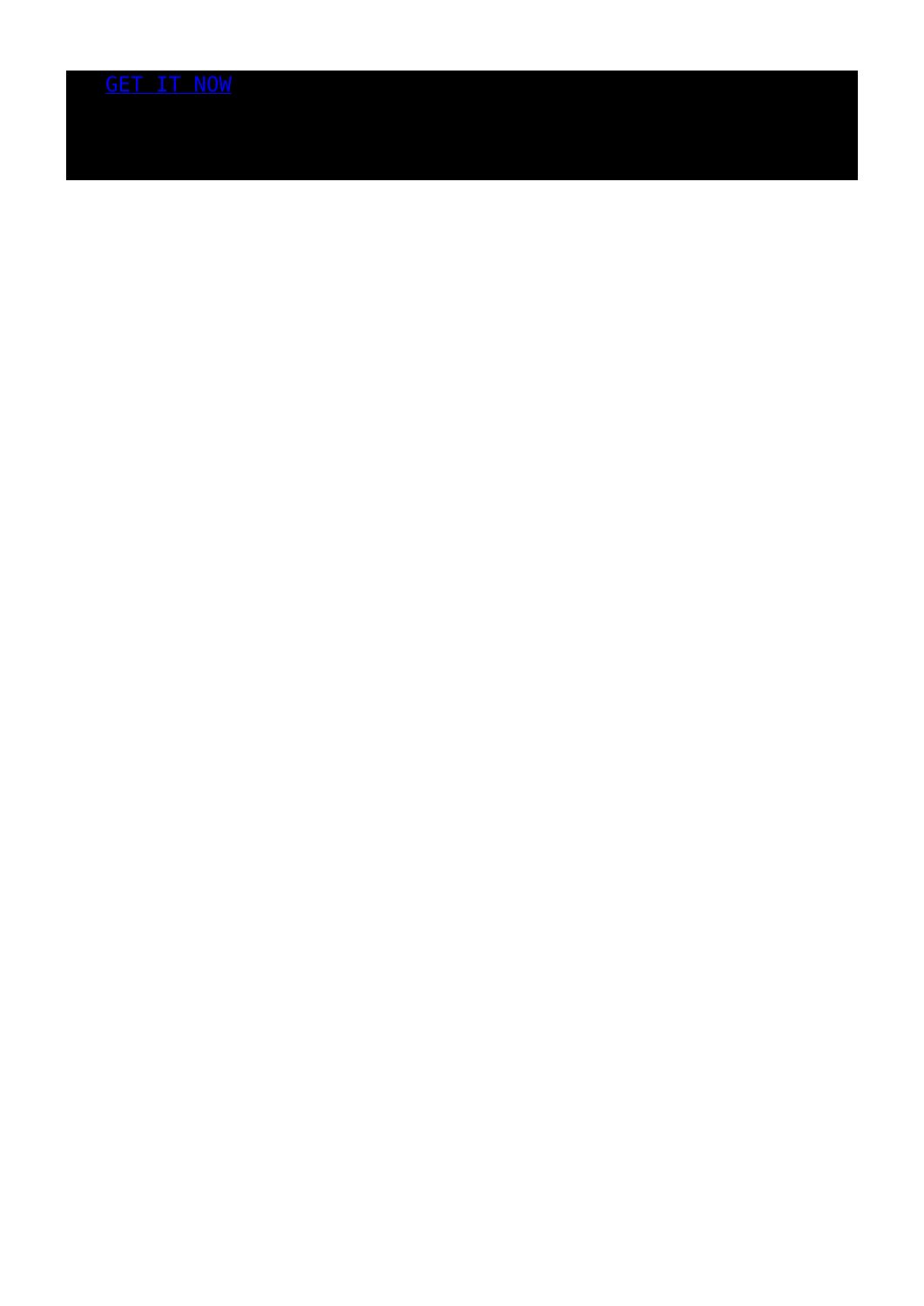GET IT NOW